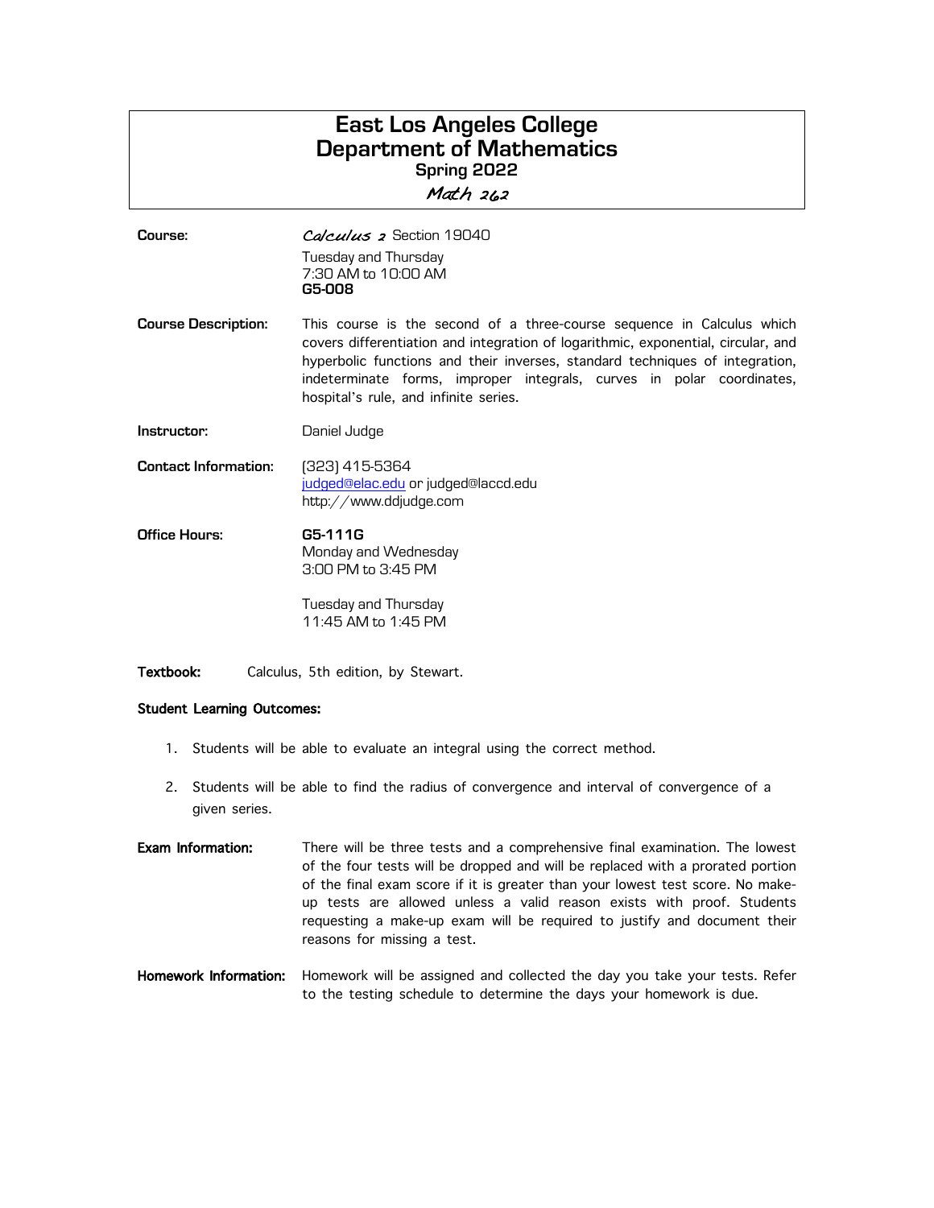# East Los Angeles College
# Department of Mathematics
### Spring 2022
### *Math 262*

**Course:** *Calculus 2* Section 19040
Tuesday and Thursday
7:30 AM to 10:00 AM
**G5-008**

**Course Description:** This course is the second of a three-course sequence in Calculus which covers differentiation and integration of logarithmic, exponential, circular, and hyperbolic functions and their inverses, standard techniques of integration, indeterminate forms, improper integrals, curves in polar coordinates, hospital's rule, and infinite series.

**Instructor:** Daniel Judge

**Contact Information:** (323) 415-5364
judged@elac.edu or judged@laccd.edu
http://www.ddjudge.com

**Office Hours:** **G5-111G**
Monday and Wednesday
3:00 PM to 3:45 PM

Tuesday and Thursday
11:45 AM to 1:45 PM

**Textbook:** Calculus, 5th edition, by Stewart.

**Student Learning Outcomes:**

1. Students will be able to evaluate an integral using the correct method.
2. Students will be able to find the radius of convergence and interval of convergence of a given series.

**Exam Information:** There will be three tests and a comprehensive final examination. The lowest of the four tests will be dropped and will be replaced with a prorated portion of the final exam score if it is greater than your lowest test score. No make-up tests are allowed unless a valid reason exists with proof. Students requesting a make-up exam will be required to justify and document their reasons for missing a test.

**Homework Information:** Homework will be assigned and collected the day you take your tests. Refer to the testing schedule to determine the days your homework is due.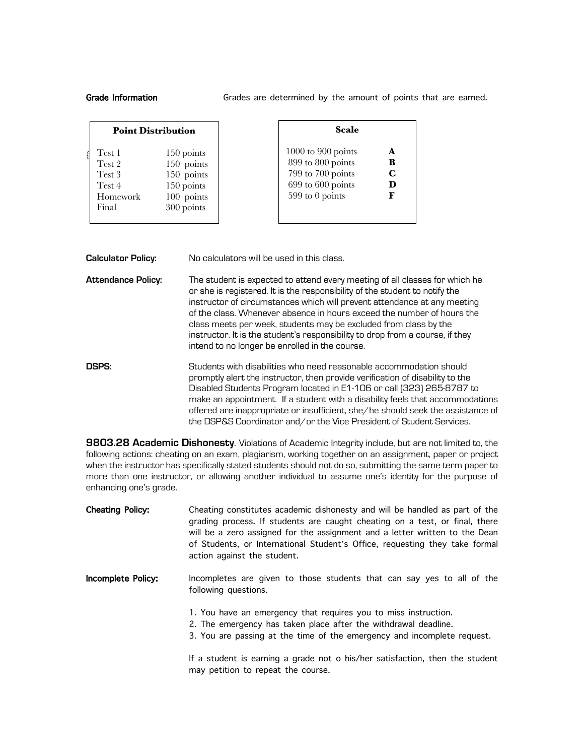**Grade Information** Grades are determined by the amount of points that are earned.

| Point Distribution | |
|---|---|
| Test 1 | 150 points |
| Test 2 | 150 points |
| Test 3 | 150 points |
| Test 4 | 150 points |
| Homework | 100 points |
| Final | 300 points |

| Scale | |
|---|---|
| 1000 to 900 points | **A** |
| 899 to 800 points | **B** |
| 799 to 700 points | **C** |
| 699 to 600 points | **D** |
| 599 to 0 points | **F** |

**Calculator Policy:** No calculators will be used in this class.

**Attendance Policy:** The student is expected to attend every meeting of all classes for which he or she is registered. It is the responsibility of the student to notify the instructor of circumstances which will prevent attendance at any meeting of the class. Whenever absence in hours exceed the number of hours the class meets per week, students may be excluded from class by the instructor. It is the student's responsibility to drop from a course, if they intend to no longer be enrolled in the course.

**DSPS:** Students with disabilities who need reasonable accommodation should promptly alert the instructor, then provide verification of disability to the Disabled Students Program located in E1-106 or call (323) 265-8787 to make an appointment. If a student with a disability feels that accommodations offered are inappropriate or insufficient, she/he should seek the assistance of the DSP&S Coordinator and/or the Vice President of Student Services.

**9803.28 Academic Dishonesty**. Violations of Academic Integrity include, but are not limited to, the following actions: cheating on an exam, plagiarism, working together on an assignment, paper or project when the instructor has specifically stated students should not do so, submitting the same term paper to more than one instructor, or allowing another individual to assume one's identity for the purpose of enhancing one's grade.

**Cheating Policy:** Cheating constitutes academic dishonesty and will be handled as part of the grading process. If students are caught cheating on a test, or final, there will be a zero assigned for the assignment and a letter written to the Dean of Students, or International Student's Office, requesting they take formal action against the student.

**Incomplete Policy:** Incompletes are given to those students that can say yes to all of the following questions.

1. You have an emergency that requires you to miss instruction.
2. The emergency has taken place after the withdrawal deadline.
3. You are passing at the time of the emergency and incomplete request.

If a student is earning a grade not o his/her satisfaction, then the student may petition to repeat the course.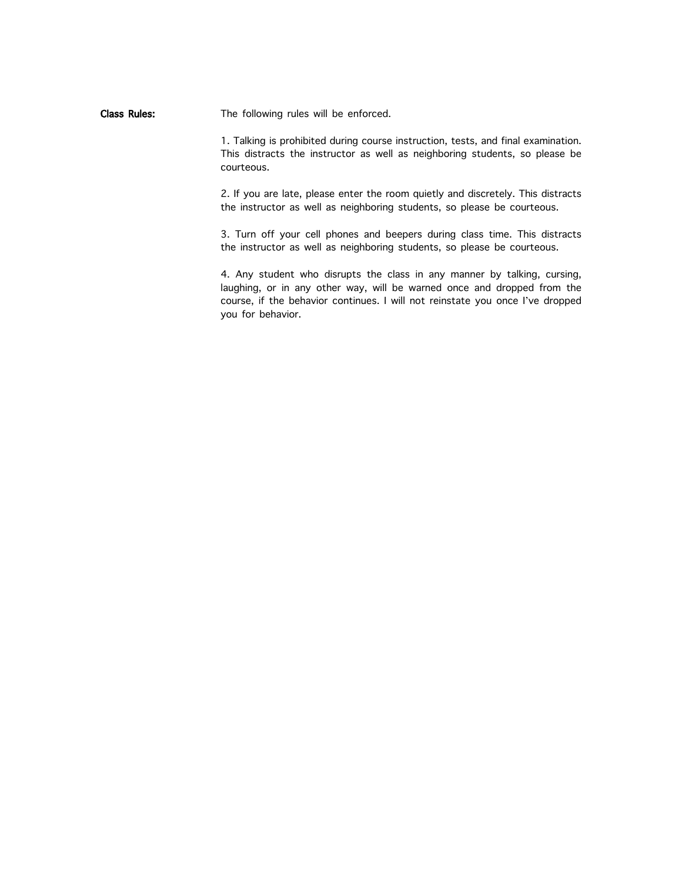**Class Rules:**

The following rules will be enforced.

1. Talking is prohibited during course instruction, tests, and final examination. This distracts the instructor as well as neighboring students, so please be courteous.

2. If you are late, please enter the room quietly and discretely. This distracts the instructor as well as neighboring students, so please be courteous.

3. Turn off your cell phones and beepers during class time. This distracts the instructor as well as neighboring students, so please be courteous.

4. Any student who disrupts the class in any manner by talking, cursing, laughing, or in any other way, will be warned once and dropped from the course, if the behavior continues. I will not reinstate you once I've dropped you for behavior.